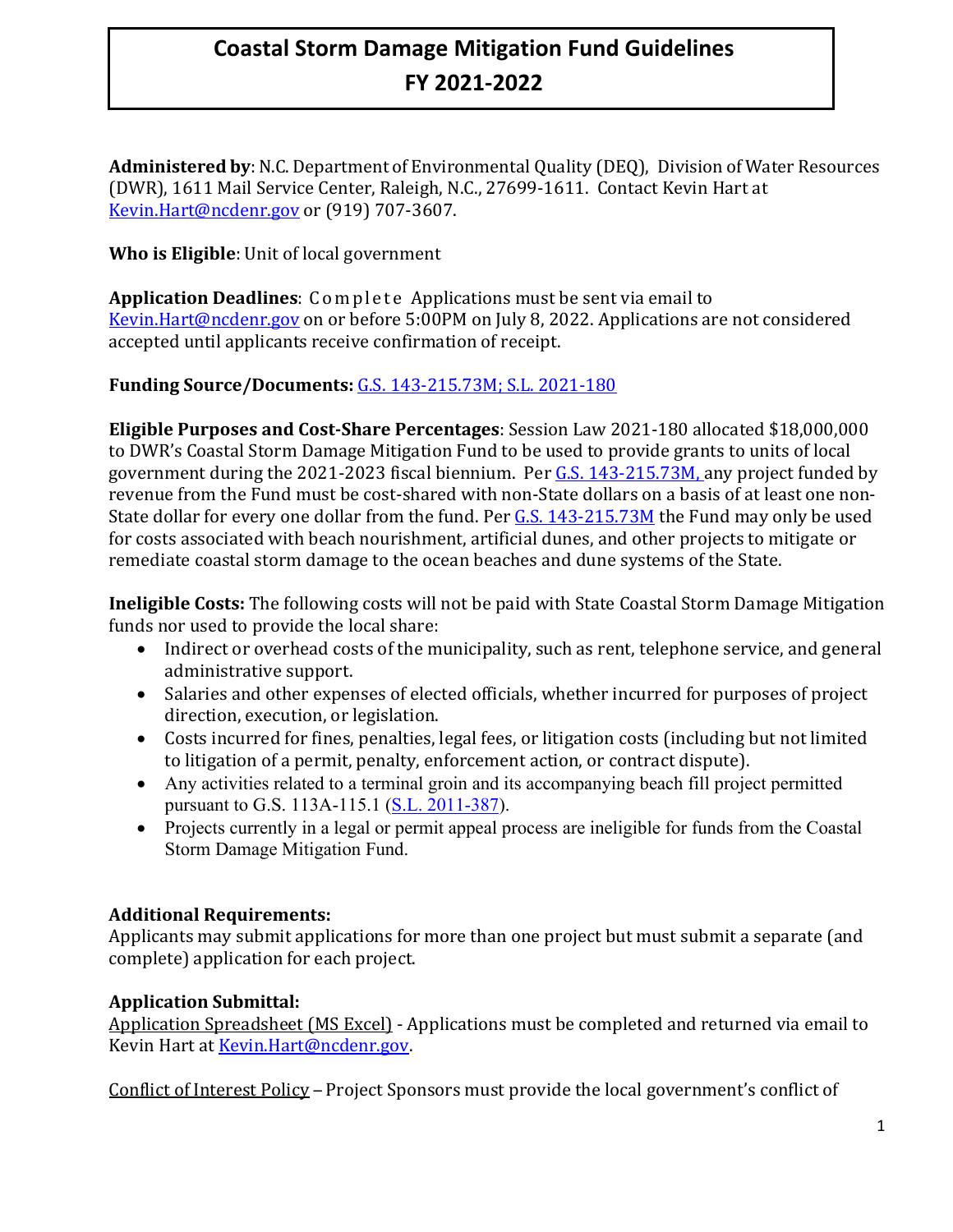# Coastal Storm Damage Mitigation Fund Guidelines
# FY 2021-2022

**Administered by**: N.C. Department of Environmental Quality (DEQ), Division of Water Resources (DWR), 1611 Mail Service Center, Raleigh, N.C., 27699-1611. Contact Kevin Hart at Kevin.Hart@ncdenr.gov or (919) 707-3607.

**Who is Eligible**: Unit of local government

**Application Deadlines**: Complete Applications must be sent via email to Kevin.Hart@ncdenr.gov on or before 5:00PM on July 8, 2022. Applications are not considered accepted until applicants receive confirmation of receipt.

**Funding Source/Documents:** G.S. 143-215.73M; S.L. 2021-180

**Eligible Purposes and Cost-Share Percentages**: Session Law 2021-180 allocated $18,000,000 to DWR's Coastal Storm Damage Mitigation Fund to be used to provide grants to units of local government during the 2021-2023 fiscal biennium. Per G.S. 143-215.73M, any project funded by revenue from the Fund must be cost-shared with non-State dollars on a basis of at least one non-State dollar for every one dollar from the fund. Per G.S. 143-215.73M the Fund may only be used for costs associated with beach nourishment, artificial dunes, and other projects to mitigate or remediate coastal storm damage to the ocean beaches and dune systems of the State.

**Ineligible Costs:** The following costs will not be paid with State Coastal Storm Damage Mitigation funds nor used to provide the local share:

- Indirect or overhead costs of the municipality, such as rent, telephone service, and general administrative support.
- Salaries and other expenses of elected officials, whether incurred for purposes of project direction, execution, or legislation.
- Costs incurred for fines, penalties, legal fees, or litigation costs (including but not limited to litigation of a permit, penalty, enforcement action, or contract dispute).
- Any activities related to a terminal groin and its accompanying beach fill project permitted pursuant to G.S. 113A-115.1 (S.L. 2011-387).
- Projects currently in a legal or permit appeal process are ineligible for funds from the Coastal Storm Damage Mitigation Fund.

**Additional Requirements:**
Applicants may submit applications for more than one project but must submit a separate (and complete) application for each project.

**Application Submittal:**
Application Spreadsheet (MS Excel) - Applications must be completed and returned via email to Kevin Hart at Kevin.Hart@ncdenr.gov.

Conflict of Interest Policy – Project Sponsors must provide the local government's conflict of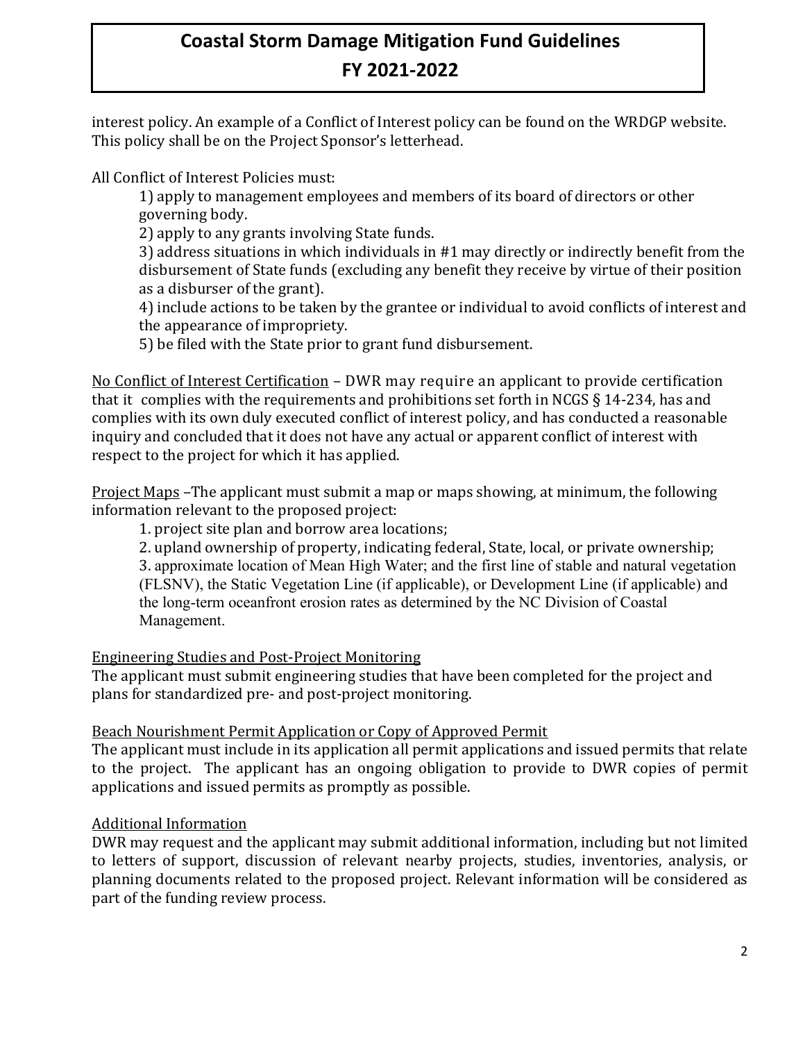interest policy. An example of a Conflict of Interest policy can be found on the WRDGP website. This policy shall be on the Project Sponsor's letterhead.

All Conflict of Interest Policies must:

1) apply to management employees and members of its board of directors or other governing body.
2) apply to any grants involving State funds.
3) address situations in which individuals in #1 may directly or indirectly benefit from the disbursement of State funds (excluding any benefit they receive by virtue of their position as a disburser of the grant).
4) include actions to be taken by the grantee or individual to avoid conflicts of interest and the appearance of impropriety.
5) be filed with the State prior to grant fund disbursement.

<u>No Conflict of Interest Certification</u> – DWR may require an applicant to provide certification that it complies with the requirements and prohibitions set forth in NCGS § 14-234, has and complies with its own duly executed conflict of interest policy, and has conducted a reasonable inquiry and concluded that it does not have any actual or apparent conflict of interest with respect to the project for which it has applied.

<u>Project Maps</u> –The applicant must submit a map or maps showing, at minimum, the following information relevant to the proposed project:

1. project site plan and borrow area locations;
2. upland ownership of property, indicating federal, State, local, or private ownership;
3. approximate location of Mean High Water; and the first line of stable and natural vegetation (FLSNV), the Static Vegetation Line (if applicable), or Development Line (if applicable) and the long-term oceanfront erosion rates as determined by the NC Division of Coastal Management.

<u>Engineering Studies and Post-Project Monitoring</u>

The applicant must submit engineering studies that have been completed for the project and plans for standardized pre- and post-project monitoring.

<u>Beach Nourishment Permit Application or Copy of Approved Permit</u>

The applicant must include in its application all permit applications and issued permits that relate to the project. The applicant has an ongoing obligation to provide to DWR copies of permit applications and issued permits as promptly as possible.

<u>Additional Information</u>

DWR may request and the applicant may submit additional information, including but not limited to letters of support, discussion of relevant nearby projects, studies, inventories, analysis, or planning documents related to the proposed project. Relevant information will be considered as part of the funding review process.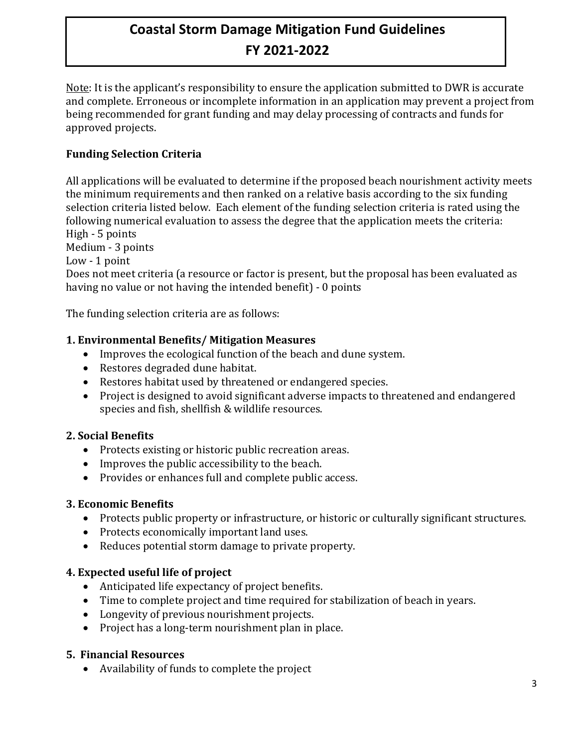# Coastal Storm Damage Mitigation Fund Guidelines
# FY 2021-2022

Note: It is the applicant's responsibility to ensure the application submitted to DWR is accurate and complete. Erroneous or incomplete information in an application may prevent a project from being recommended for grant funding and may delay processing of contracts and funds for approved projects.

**Funding Selection Criteria**

All applications will be evaluated to determine if the proposed beach nourishment activity meets the minimum requirements and then ranked on a relative basis according to the six funding selection criteria listed below. Each element of the funding selection criteria is rated using the following numerical evaluation to assess the degree that the application meets the criteria:
High - 5 points
Medium - 3 points
Low - 1 point
Does not meet criteria (a resource or factor is present, but the proposal has been evaluated as having no value or not having the intended benefit) - 0 points

The funding selection criteria are as follows:

**1. Environmental Benefits/ Mitigation Measures**

- Improves the ecological function of the beach and dune system.
- Restores degraded dune habitat.
- Restores habitat used by threatened or endangered species.
- Project is designed to avoid significant adverse impacts to threatened and endangered species and fish, shellfish & wildlife resources.

**2. Social Benefits**

- Protects existing or historic public recreation areas.
- Improves the public accessibility to the beach.
- Provides or enhances full and complete public access.

**3. Economic Benefits**

- Protects public property or infrastructure, or historic or culturally significant structures.
- Protects economically important land uses.
- Reduces potential storm damage to private property.

**4. Expected useful life of project**

- Anticipated life expectancy of project benefits.
- Time to complete project and time required for stabilization of beach in years.
- Longevity of previous nourishment projects.
- Project has a long-term nourishment plan in place.

**5. Financial Resources**

- Availability of funds to complete the project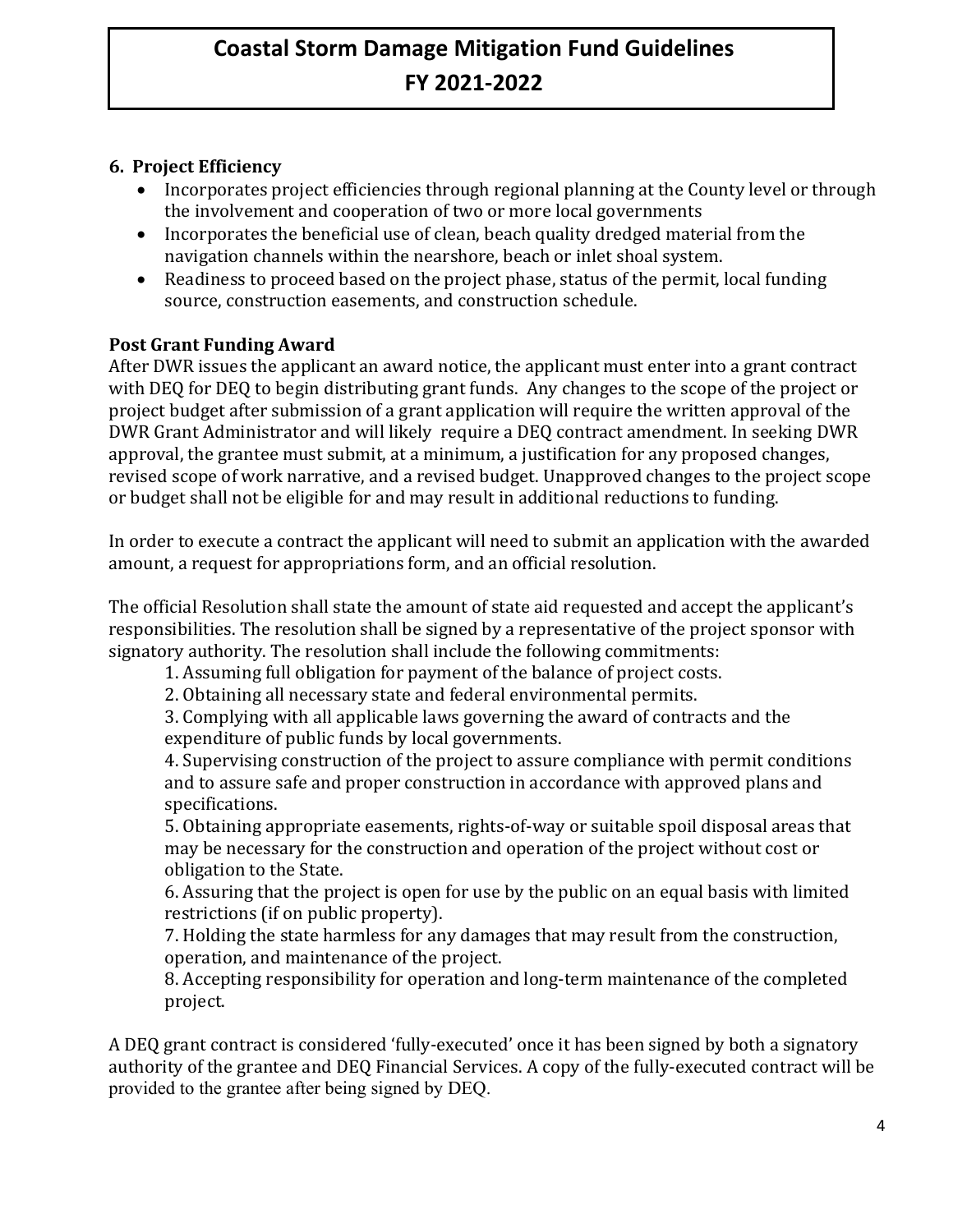# Coastal Storm Damage Mitigation Fund Guidelines FY 2021-2022

### 6. Project Efficiency

- Incorporates project efficiencies through regional planning at the County level or through the involvement and cooperation of two or more local governments
- Incorporates the beneficial use of clean, beach quality dredged material from the navigation channels within the nearshore, beach or inlet shoal system.
- Readiness to proceed based on the project phase, status of the permit, local funding source, construction easements, and construction schedule.

### Post Grant Funding Award

After DWR issues the applicant an award notice, the applicant must enter into a grant contract with DEQ for DEQ to begin distributing grant funds. Any changes to the scope of the project or project budget after submission of a grant application will require the written approval of the DWR Grant Administrator and will likely require a DEQ contract amendment. In seeking DWR approval, the grantee must submit, at a minimum, a justification for any proposed changes, revised scope of work narrative, and a revised budget. Unapproved changes to the project scope or budget shall not be eligible for and may result in additional reductions to funding.

In order to execute a contract the applicant will need to submit an application with the awarded amount, a request for appropriations form, and an official resolution.

The official Resolution shall state the amount of state aid requested and accept the applicant's responsibilities. The resolution shall be signed by a representative of the project sponsor with signatory authority. The resolution shall include the following commitments:

1. Assuming full obligation for payment of the balance of project costs.
2. Obtaining all necessary state and federal environmental permits.
3. Complying with all applicable laws governing the award of contracts and the expenditure of public funds by local governments.
4. Supervising construction of the project to assure compliance with permit conditions and to assure safe and proper construction in accordance with approved plans and specifications.
5. Obtaining appropriate easements, rights-of-way or suitable spoil disposal areas that may be necessary for the construction and operation of the project without cost or obligation to the State.
6. Assuring that the project is open for use by the public on an equal basis with limited restrictions (if on public property).
7. Holding the state harmless for any damages that may result from the construction, operation, and maintenance of the project.
8. Accepting responsibility for operation and long-term maintenance of the completed project.

A DEQ grant contract is considered 'fully-executed' once it has been signed by both a signatory authority of the grantee and DEQ Financial Services. A copy of the fully-executed contract will be provided to the grantee after being signed by DEQ.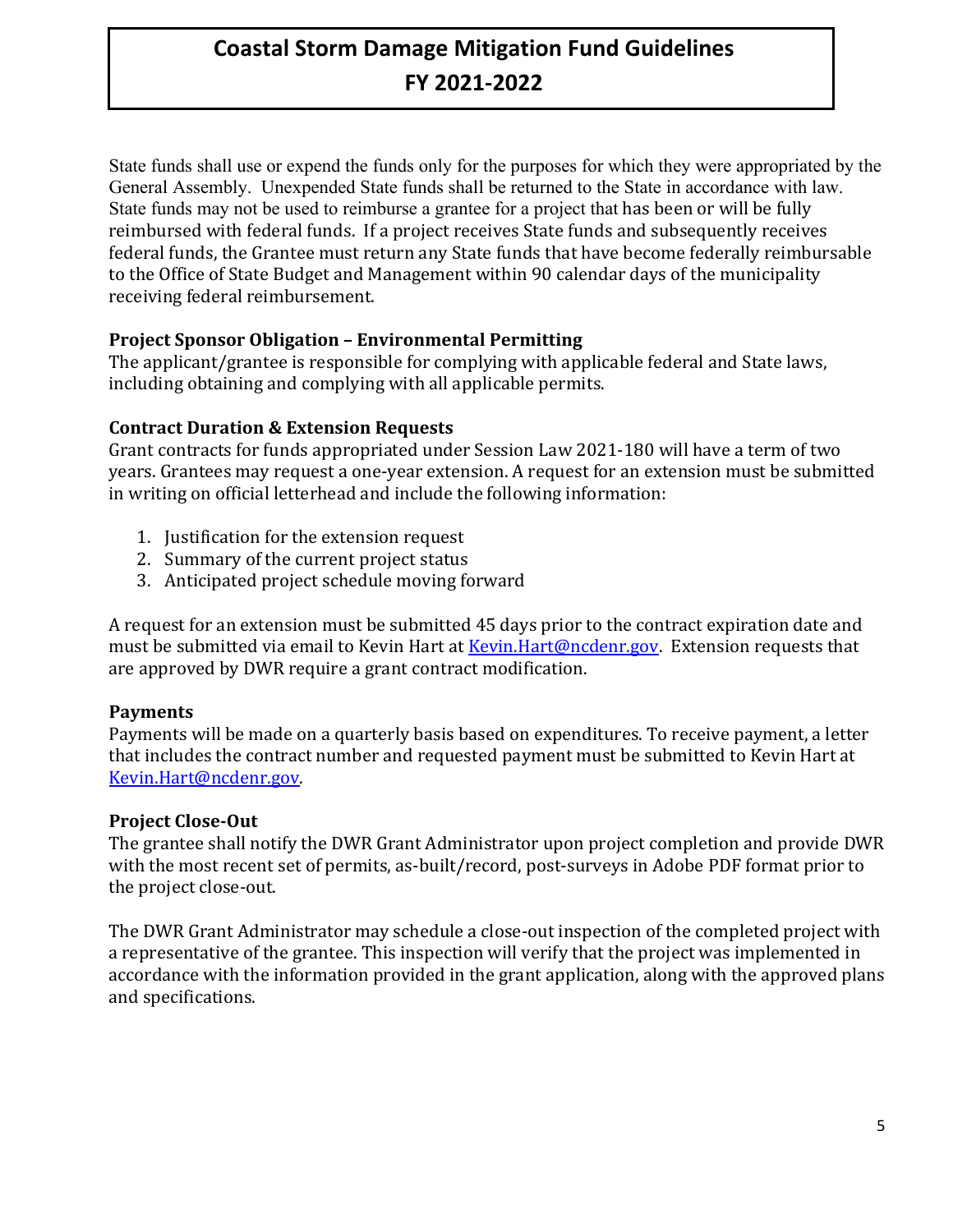# Coastal Storm Damage Mitigation Fund Guidelines FY 2021-2022

State funds shall use or expend the funds only for the purposes for which they were appropriated by the General Assembly. Unexpended State funds shall be returned to the State in accordance with law. State funds may not be used to reimburse a grantee for a project that has been or will be fully reimbursed with federal funds. If a project receives State funds and subsequently receives federal funds, the Grantee must return any State funds that have become federally reimbursable to the Office of State Budget and Management within 90 calendar days of the municipality receiving federal reimbursement.

**Project Sponsor Obligation – Environmental Permitting**
The applicant/grantee is responsible for complying with applicable federal and State laws, including obtaining and complying with all applicable permits.

**Contract Duration & Extension Requests**
Grant contracts for funds appropriated under Session Law 2021-180 will have a term of two years. Grantees may request a one-year extension. A request for an extension must be submitted in writing on official letterhead and include the following information:

1. Justification for the extension request
2. Summary of the current project status
3. Anticipated project schedule moving forward

A request for an extension must be submitted 45 days prior to the contract expiration date and must be submitted via email to Kevin Hart at Kevin.Hart@ncdenr.gov. Extension requests that are approved by DWR require a grant contract modification.

**Payments**
Payments will be made on a quarterly basis based on expenditures. To receive payment, a letter that includes the contract number and requested payment must be submitted to Kevin Hart at Kevin.Hart@ncdenr.gov.

**Project Close-Out**
The grantee shall notify the DWR Grant Administrator upon project completion and provide DWR with the most recent set of permits, as-built/record, post-surveys in Adobe PDF format prior to the project close-out.

The DWR Grant Administrator may schedule a close-out inspection of the completed project with a representative of the grantee. This inspection will verify that the project was implemented in accordance with the information provided in the grant application, along with the approved plans and specifications.